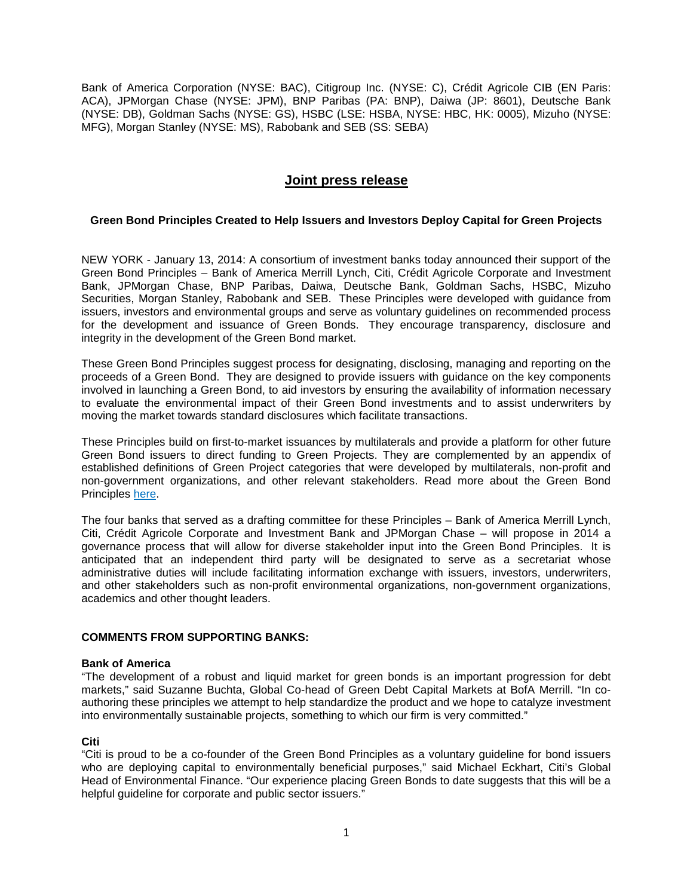Bank of America Corporation (NYSE: BAC), Citigroup Inc. (NYSE: C), Crédit Agricole CIB (EN Paris: ACA), JPMorgan Chase (NYSE: JPM), BNP Paribas (PA: BNP), Daiwa (JP: 8601), Deutsche Bank (NYSE: DB), Goldman Sachs (NYSE: GS), HSBC (LSE: HSBA, NYSE: HBC, HK: 0005), Mizuho (NYSE: MFG), Morgan Stanley (NYSE: MS), Rabobank and SEB (SS: SEBA)

# Joint press release

## Green Bond Principles Created to Help Issuers and Investors Deploy Capital for Green Projects

NEW YORK - January 13, 2014: A consortium of investment banks today announced their support of the Green Bond Principles – Bank of America Merrill Lynch, Citi, Crédit Agricole Corporate and Investment Bank, JPMorgan Chase, BNP Paribas, Daiwa, Deutsche Bank, Goldman Sachs, HSBC, Mizuho Securities, Morgan Stanley, Rabobank and SEB. These Principles were developed with guidance from issuers, investors and environmental groups and serve as voluntary guidelines on recommended process for the development and issuance of Green Bonds. They encourage transparency, disclosure and integrity in the development of the Green Bond market.

These Green Bond Principles suggest process for designating, disclosing, managing and reporting on the proceeds of a Green Bond. They are designed to provide issuers with guidance on the key components involved in launching a Green Bond, to aid investors by ensuring the availability of information necessary to evaluate the environmental impact of their Green Bond investments and to assist underwriters by moving the market towards standard disclosures which facilitate transactions.

These Principles build on first-to-market issuances by multilaterals and provide a platform for other future Green Bond issuers to direct funding to Green Projects. They are complemented by an appendix of established definitions of Green Project categories that were developed by multilaterals, non-profit and non-government organizations, and other relevant stakeholders. Read more about the Green Bond Principles here.

The four banks that served as a drafting committee for these Principles – Bank of America Merrill Lynch, Citi, Crédit Agricole Corporate and Investment Bank and JPMorgan Chase – will propose in 2014 a governance process that will allow for diverse stakeholder input into the Green Bond Principles. It is anticipated that an independent third party will be designated to serve as a secretariat whose administrative duties will include facilitating information exchange with issuers, investors, underwriters, and other stakeholders such as non-profit environmental organizations, non-government organizations, academics and other thought leaders.

### COMMENTS FROM SUPPORTING BANKS:

**Bank of America**

"The development of a robust and liquid market for green bonds is an important progression for debt markets," said Suzanne Buchta, Global Co-head of Green Debt Capital Markets at BofA Merrill. "In co-authoring these principles we attempt to help standardize the product and we hope to catalyze investment into environmentally sustainable projects, something to which our firm is very committed."

**Citi**

"Citi is proud to be a co-founder of the Green Bond Principles as a voluntary guideline for bond issuers who are deploying capital to environmentally beneficial purposes," said Michael Eckhart, Citi's Global Head of Environmental Finance. "Our experience placing Green Bonds to date suggests that this will be a helpful guideline for corporate and public sector issuers."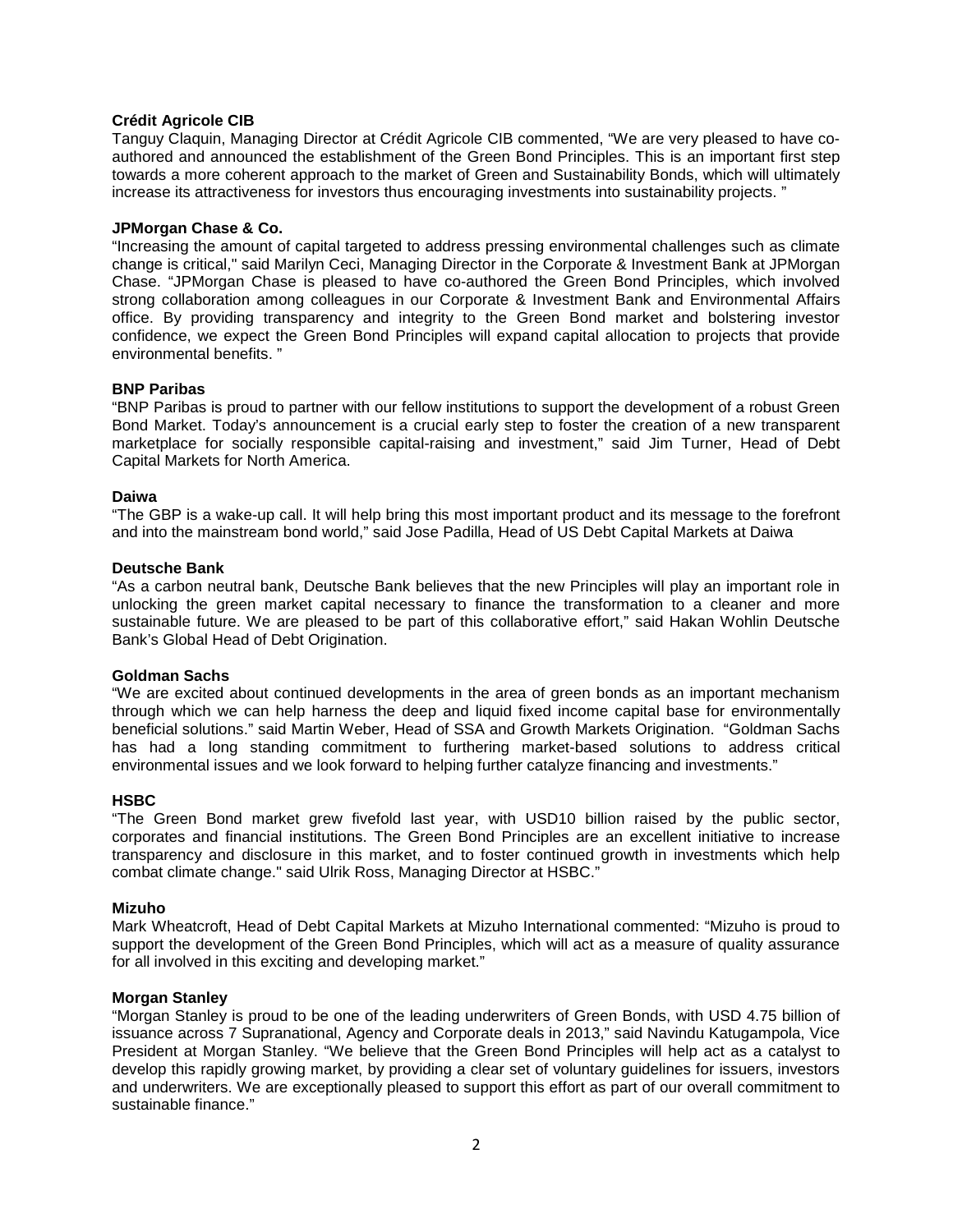**Crédit Agricole CIB**

Tanguy Claquin, Managing Director at Crédit Agricole CIB commented, "We are very pleased to have co-authored and announced the establishment of the Green Bond Principles. This is an important first step towards a more coherent approach to the market of Green and Sustainability Bonds, which will ultimately increase its attractiveness for investors thus encouraging investments into sustainability projects. "

**JPMorgan Chase & Co.**

"Increasing the amount of capital targeted to address pressing environmental challenges such as climate change is critical," said Marilyn Ceci, Managing Director in the Corporate & Investment Bank at JPMorgan Chase. "JPMorgan Chase is pleased to have co-authored the Green Bond Principles, which involved strong collaboration among colleagues in our Corporate & Investment Bank and Environmental Affairs office. By providing transparency and integrity to the Green Bond market and bolstering investor confidence, we expect the Green Bond Principles will expand capital allocation to projects that provide environmental benefits. "

**BNP Paribas**

"BNP Paribas is proud to partner with our fellow institutions to support the development of a robust Green Bond Market. Today's announcement is a crucial early step to foster the creation of a new transparent marketplace for socially responsible capital-raising and investment," said Jim Turner, Head of Debt Capital Markets for North America.

**Daiwa**

"The GBP is a wake-up call. It will help bring this most important product and its message to the forefront and into the mainstream bond world," said Jose Padilla, Head of US Debt Capital Markets at Daiwa

**Deutsche Bank**

"As a carbon neutral bank, Deutsche Bank believes that the new Principles will play an important role in unlocking the green market capital necessary to finance the transformation to a cleaner and more sustainable future. We are pleased to be part of this collaborative effort," said Hakan Wohlin Deutsche Bank's Global Head of Debt Origination.

**Goldman Sachs**

"We are excited about continued developments in the area of green bonds as an important mechanism through which we can help harness the deep and liquid fixed income capital base for environmentally beneficial solutions." said Martin Weber, Head of SSA and Growth Markets Origination. "Goldman Sachs has had a long standing commitment to furthering market-based solutions to address critical environmental issues and we look forward to helping further catalyze financing and investments."

**HSBC**

"The Green Bond market grew fivefold last year, with USD10 billion raised by the public sector, corporates and financial institutions. The Green Bond Principles are an excellent initiative to increase transparency and disclosure in this market, and to foster continued growth in investments which help combat climate change." said Ulrik Ross, Managing Director at HSBC."

**Mizuho**

Mark Wheatcroft, Head of Debt Capital Markets at Mizuho International commented: "Mizuho is proud to support the development of the Green Bond Principles, which will act as a measure of quality assurance for all involved in this exciting and developing market."

**Morgan Stanley**

"Morgan Stanley is proud to be one of the leading underwriters of Green Bonds, with USD 4.75 billion of issuance across 7 Supranational, Agency and Corporate deals in 2013," said Navindu Katugampola, Vice President at Morgan Stanley. "We believe that the Green Bond Principles will help act as a catalyst to develop this rapidly growing market, by providing a clear set of voluntary guidelines for issuers, investors and underwriters. We are exceptionally pleased to support this effort as part of our overall commitment to sustainable finance."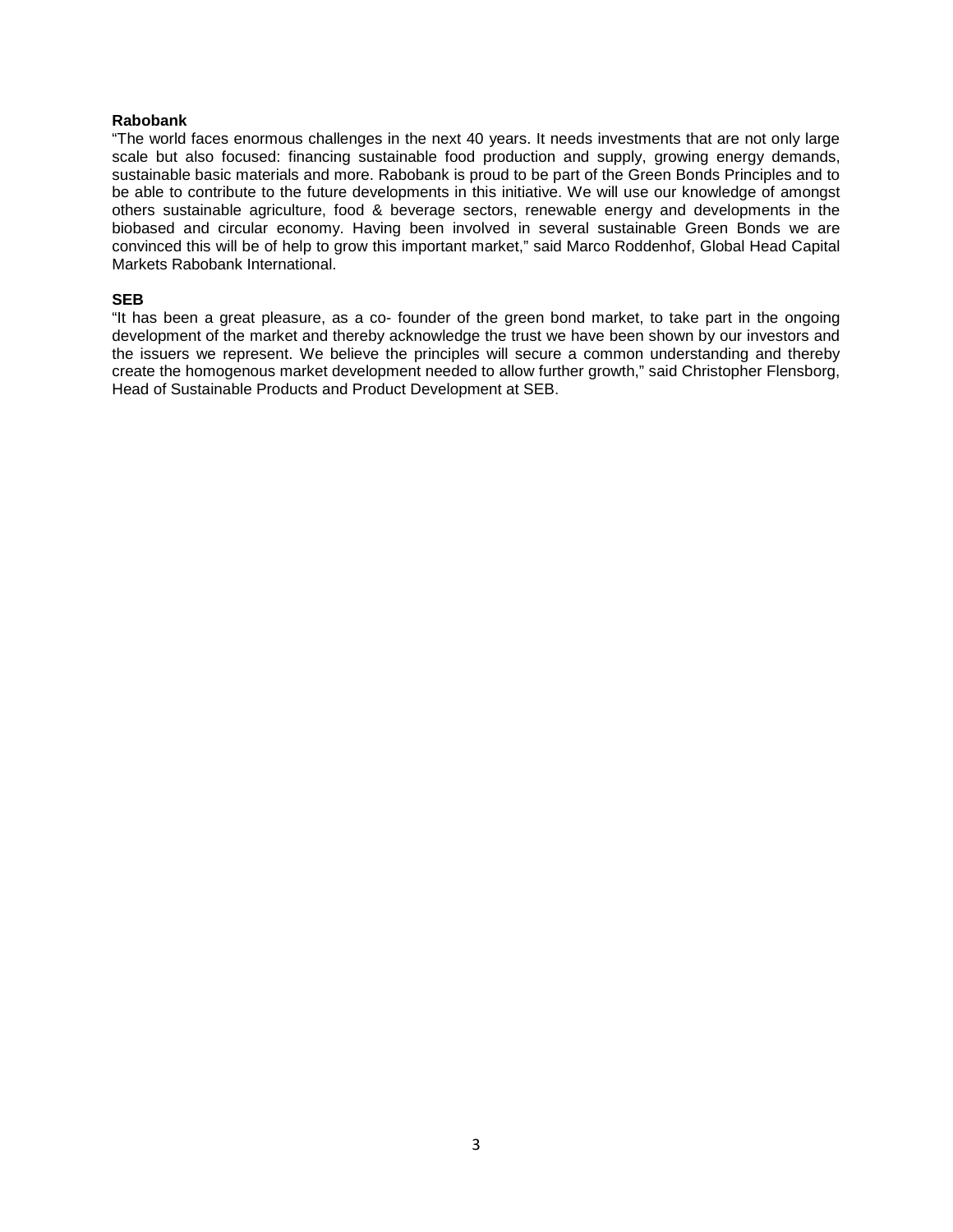**Rabobank**

"The world faces enormous challenges in the next 40 years. It needs investments that are not only large scale but also focused: financing sustainable food production and supply, growing energy demands, sustainable basic materials and more. Rabobank is proud to be part of the Green Bonds Principles and to be able to contribute to the future developments in this initiative. We will use our knowledge of amongst others sustainable agriculture, food & beverage sectors, renewable energy and developments in the biobased and circular economy. Having been involved in several sustainable Green Bonds we are convinced this will be of help to grow this important market," said Marco Roddenhof, Global Head Capital Markets Rabobank International.

**SEB**

"It has been a great pleasure, as a co- founder of the green bond market, to take part in the ongoing development of the market and thereby acknowledge the trust we have been shown by our investors and the issuers we represent. We believe the principles will secure a common understanding and thereby create the homogenous market development needed to allow further growth," said Christopher Flensborg, Head of Sustainable Products and Product Development at SEB.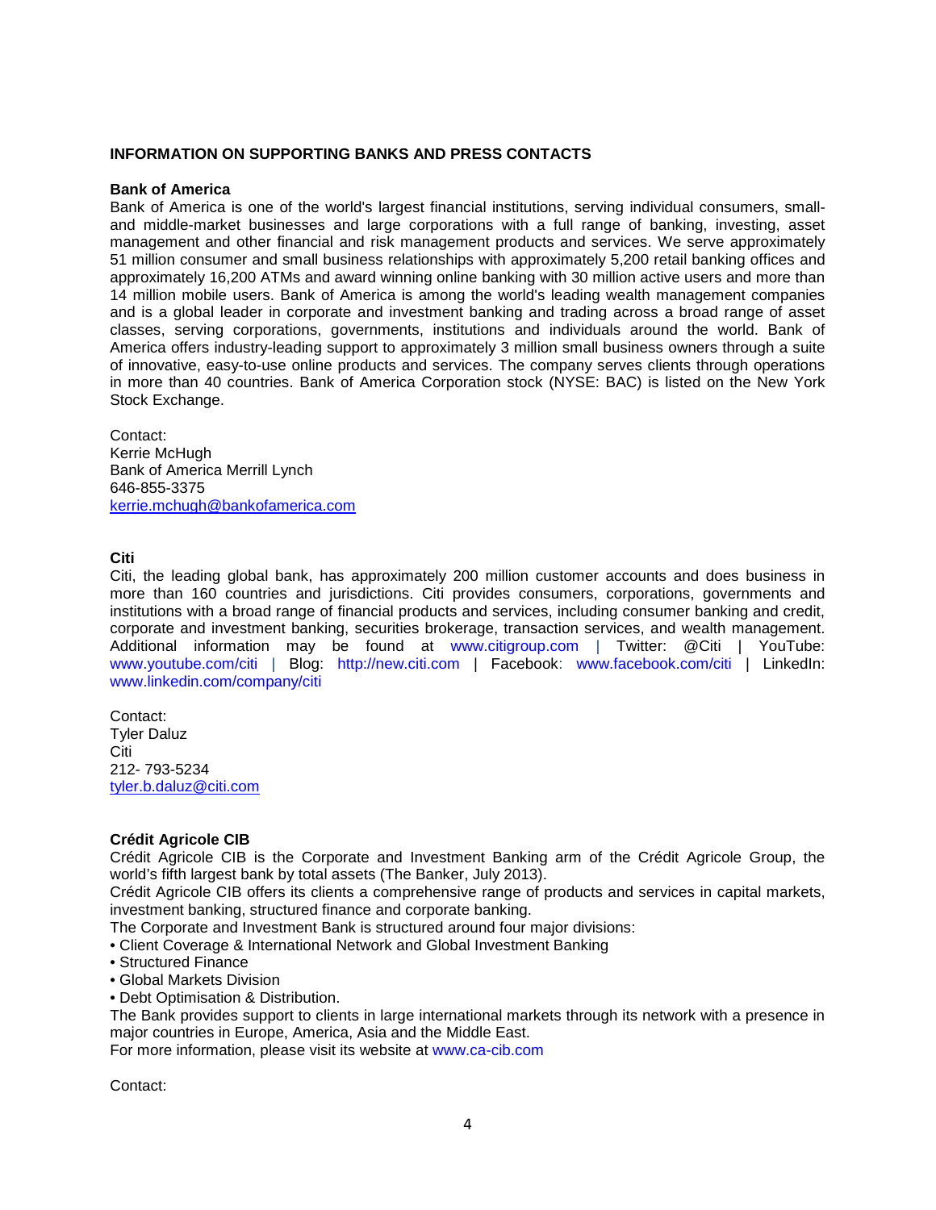## INFORMATION ON SUPPORTING BANKS AND PRESS CONTACTS

**Bank of America**

Bank of America is one of the world's largest financial institutions, serving individual consumers, small- and middle-market businesses and large corporations with a full range of banking, investing, asset management and other financial and risk management products and services. We serve approximately 51 million consumer and small business relationships with approximately 5,200 retail banking offices and approximately 16,200 ATMs and award winning online banking with 30 million active users and more than 14 million mobile users. Bank of America is among the world's leading wealth management companies and is a global leader in corporate and investment banking and trading across a broad range of asset classes, serving corporations, governments, institutions and individuals around the world. Bank of America offers industry-leading support to approximately 3 million small business owners through a suite of innovative, easy-to-use online products and services. The company serves clients through operations in more than 40 countries. Bank of America Corporation stock (NYSE: BAC) is listed on the New York Stock Exchange.

Contact:
Kerrie McHugh
Bank of America Merrill Lynch
646-855-3375
kerrie.mchugh@bankofamerica.com

**Citi**

Citi, the leading global bank, has approximately 200 million customer accounts and does business in more than 160 countries and jurisdictions. Citi provides consumers, corporations, governments and institutions with a broad range of financial products and services, including consumer banking and credit, corporate and investment banking, securities brokerage, transaction services, and wealth management. Additional information may be found at www.citigroup.com | Twitter: @Citi | YouTube: www.youtube.com/citi | Blog: http://new.citi.com | Facebook: www.facebook.com/citi | LinkedIn: www.linkedin.com/company/citi

Contact:
Tyler Daluz
Citi
212- 793-5234
tyler.b.daluz@citi.com

**Crédit Agricole CIB**

Crédit Agricole CIB is the Corporate and Investment Banking arm of the Crédit Agricole Group, the world's fifth largest bank by total assets (The Banker, July 2013).
Crédit Agricole CIB offers its clients a comprehensive range of products and services in capital markets, investment banking, structured finance and corporate banking.
The Corporate and Investment Bank is structured around four major divisions:

- Client Coverage & International Network and Global Investment Banking
- Structured Finance
- Global Markets Division
- Debt Optimisation & Distribution.

The Bank provides support to clients in large international markets through its network with a presence in major countries in Europe, America, Asia and the Middle East.
For more information, please visit its website at www.ca-cib.com

Contact: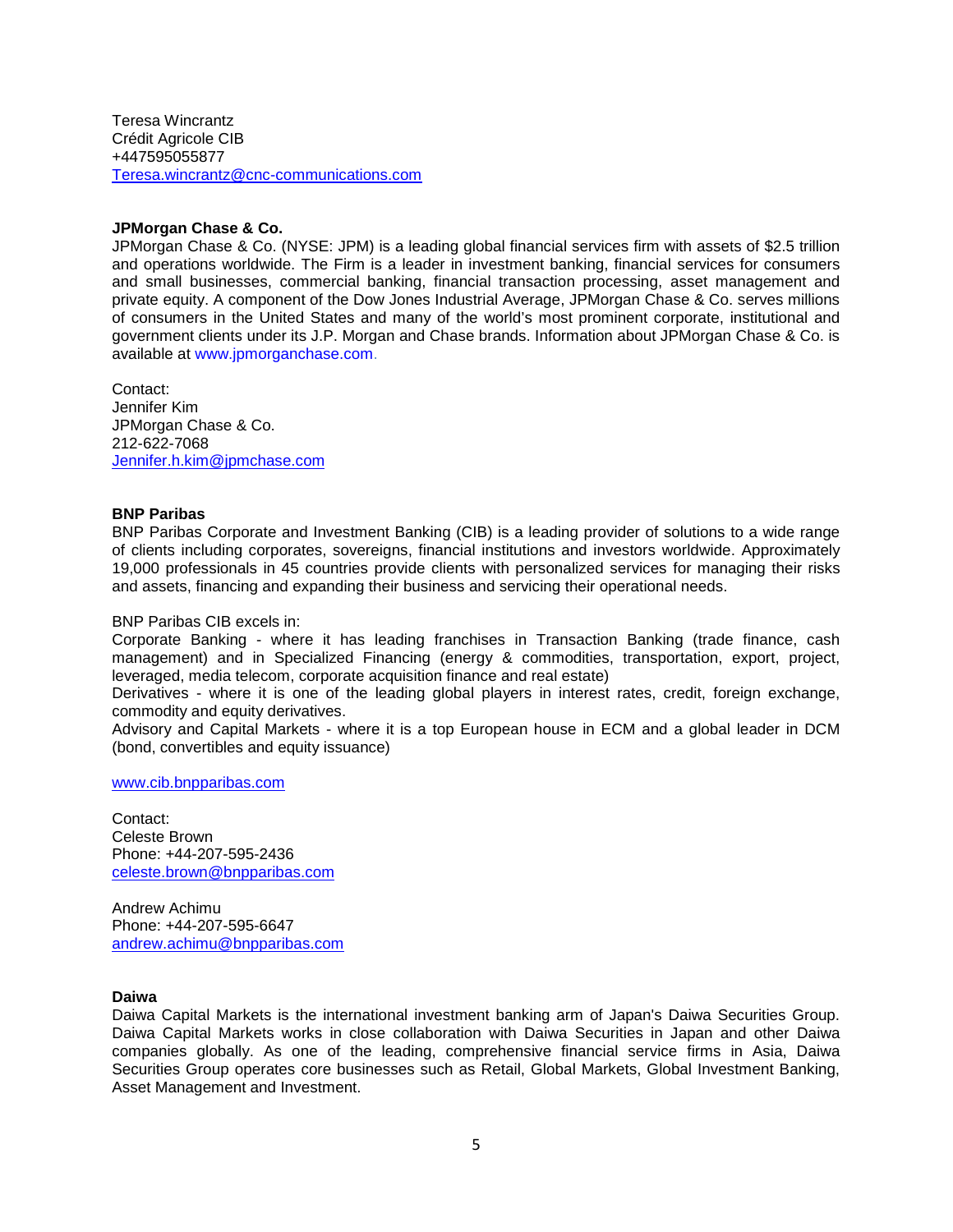Teresa Wincrantz
Crédit Agricole CIB
+447595055877
Teresa.wincrantz@cnc-communications.com

**JPMorgan Chase & Co.**
JPMorgan Chase & Co. (NYSE: JPM) is a leading global financial services firm with assets of $2.5 trillion and operations worldwide. The Firm is a leader in investment banking, financial services for consumers and small businesses, commercial banking, financial transaction processing, asset management and private equity. A component of the Dow Jones Industrial Average, JPMorgan Chase & Co. serves millions of consumers in the United States and many of the world's most prominent corporate, institutional and government clients under its J.P. Morgan and Chase brands. Information about JPMorgan Chase & Co. is available at www.jpmorganchase.com.

Contact:
Jennifer Kim
JPMorgan Chase & Co.
212-622-7068
Jennifer.h.kim@jpmchase.com

**BNP Paribas**
BNP Paribas Corporate and Investment Banking (CIB) is a leading provider of solutions to a wide range of clients including corporates, sovereigns, financial institutions and investors worldwide. Approximately 19,000 professionals in 45 countries provide clients with personalized services for managing their risks and assets, financing and expanding their business and servicing their operational needs.

BNP Paribas CIB excels in:
Corporate Banking - where it has leading franchises in Transaction Banking (trade finance, cash management) and in Specialized Financing (energy & commodities, transportation, export, project, leveraged, media telecom, corporate acquisition finance and real estate)
Derivatives - where it is one of the leading global players in interest rates, credit, foreign exchange, commodity and equity derivatives.
Advisory and Capital Markets - where it is a top European house in ECM and a global leader in DCM (bond, convertibles and equity issuance)

www.cib.bnpparibas.com

Contact:
Celeste Brown
Phone: +44-207-595-2436
celeste.brown@bnpparibas.com

Andrew Achimu
Phone: +44-207-595-6647
andrew.achimu@bnpparibas.com

**Daiwa**
Daiwa Capital Markets is the international investment banking arm of Japan's Daiwa Securities Group. Daiwa Capital Markets works in close collaboration with Daiwa Securities in Japan and other Daiwa companies globally. As one of the leading, comprehensive financial service firms in Asia, Daiwa Securities Group operates core businesses such as Retail, Global Markets, Global Investment Banking, Asset Management and Investment.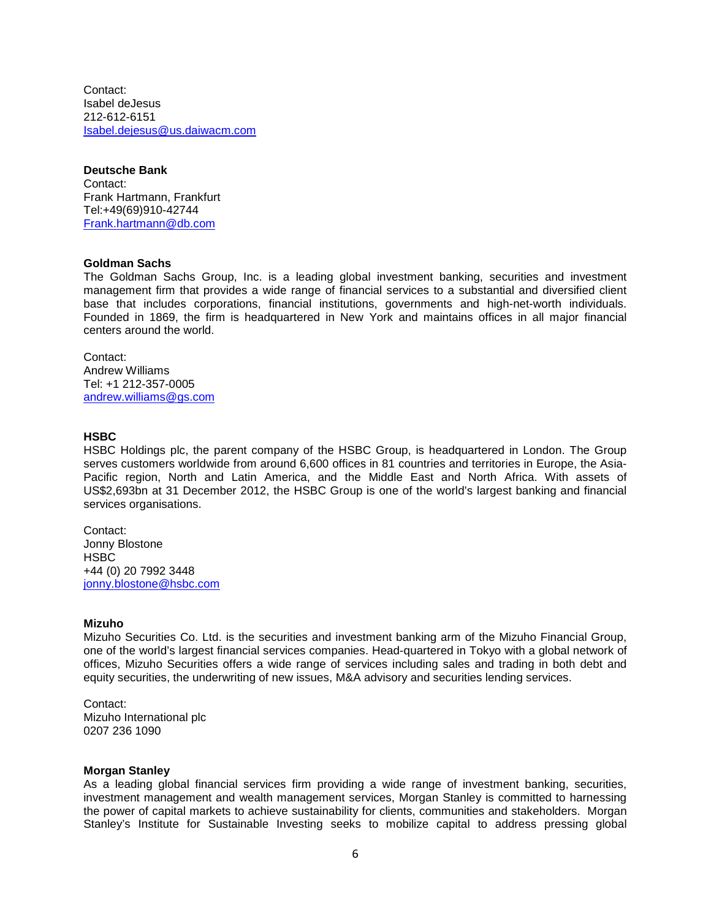Contact:  
Isabel deJesus  
212-612-6151  
Isabel.dejesus@us.daiwacm.com

**Deutsche Bank**  
Contact:  
Frank Hartmann, Frankfurt  
Tel:+49(69)910-42744  
Frank.hartmann@db.com

**Goldman Sachs**  
The Goldman Sachs Group, Inc. is a leading global investment banking, securities and investment management firm that provides a wide range of financial services to a substantial and diversified client base that includes corporations, financial institutions, governments and high-net-worth individuals. Founded in 1869, the firm is headquartered in New York and maintains offices in all major financial centers around the world.

Contact:  
Andrew Williams  
Tel: +1 212-357-0005  
andrew.williams@gs.com

**HSBC**  
HSBC Holdings plc, the parent company of the HSBC Group, is headquartered in London. The Group serves customers worldwide from around 6,600 offices in 81 countries and territories in Europe, the Asia-Pacific region, North and Latin America, and the Middle East and North Africa. With assets of US$2,693bn at 31 December 2012, the HSBC Group is one of the world's largest banking and financial services organisations.

Contact:  
Jonny Blostone  
HSBC  
+44 (0) 20 7992 3448  
jonny.blostone@hsbc.com

**Mizuho**  
Mizuho Securities Co. Ltd. is the securities and investment banking arm of the Mizuho Financial Group, one of the world's largest financial services companies. Head-quartered in Tokyo with a global network of offices, Mizuho Securities offers a wide range of services including sales and trading in both debt and equity securities, the underwriting of new issues, M&A advisory and securities lending services.

Contact:  
Mizuho International plc  
0207 236 1090

**Morgan Stanley**  
As a leading global financial services firm providing a wide range of investment banking, securities, investment management and wealth management services, Morgan Stanley is committed to harnessing the power of capital markets to achieve sustainability for clients, communities and stakeholders. Morgan Stanley's Institute for Sustainable Investing seeks to mobilize capital to address pressing global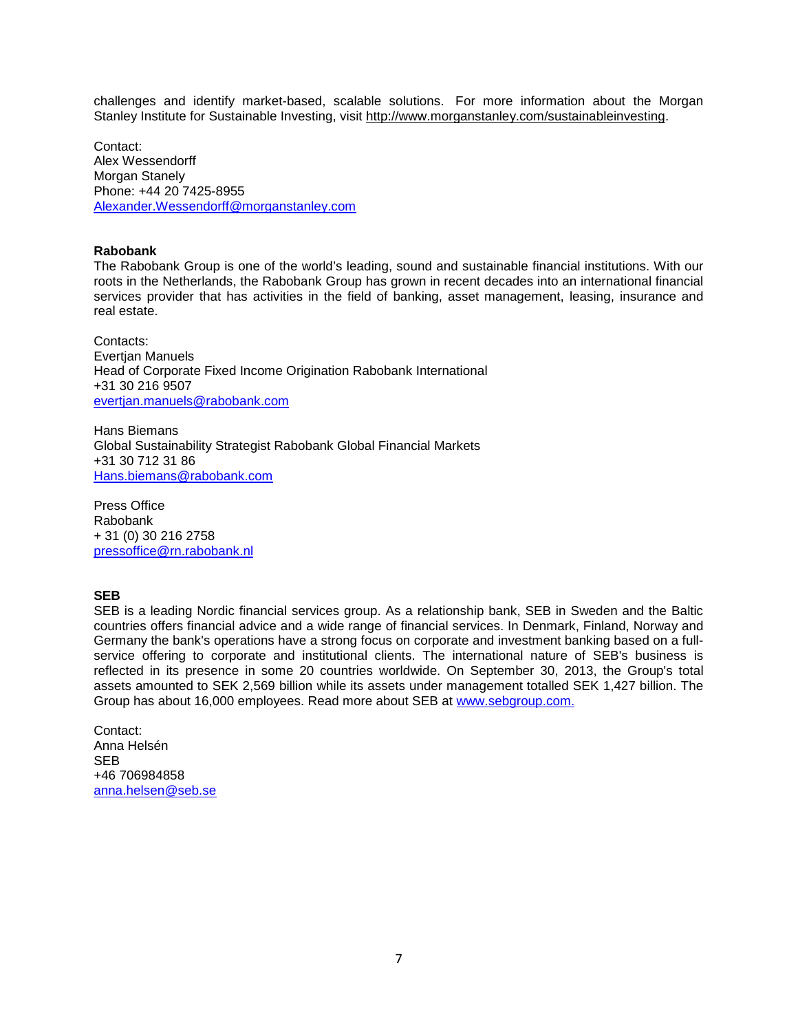challenges and identify market-based, scalable solutions. For more information about the Morgan Stanley Institute for Sustainable Investing, visit http://www.morganstanley.com/sustainableinvesting.

Contact:
Alex Wessendorff
Morgan Stanely
Phone: +44 20 7425-8955
Alexander.Wessendorff@morganstanley.com

**Rabobank**
The Rabobank Group is one of the world's leading, sound and sustainable financial institutions. With our roots in the Netherlands, the Rabobank Group has grown in recent decades into an international financial services provider that has activities in the field of banking, asset management, leasing, insurance and real estate.

Contacts:
Evertjan Manuels
Head of Corporate Fixed Income Origination Rabobank International
+31 30 216 9507
evertjan.manuels@rabobank.com

Hans Biemans
Global Sustainability Strategist Rabobank Global Financial Markets
+31 30 712 31 86
Hans.biemans@rabobank.com

Press Office
Rabobank
+ 31 (0) 30 216 2758
pressoffice@rn.rabobank.nl

**SEB**
SEB is a leading Nordic financial services group. As a relationship bank, SEB in Sweden and the Baltic countries offers financial advice and a wide range of financial services. In Denmark, Finland, Norway and Germany the bank's operations have a strong focus on corporate and investment banking based on a full-service offering to corporate and institutional clients. The international nature of SEB's business is reflected in its presence in some 20 countries worldwide. On September 30, 2013, the Group's total assets amounted to SEK 2,569 billion while its assets under management totalled SEK 1,427 billion. The Group has about 16,000 employees. Read more about SEB at www.sebgroup.com.

Contact:
Anna Helsén
SEB
+46 706984858
anna.helsen@seb.se